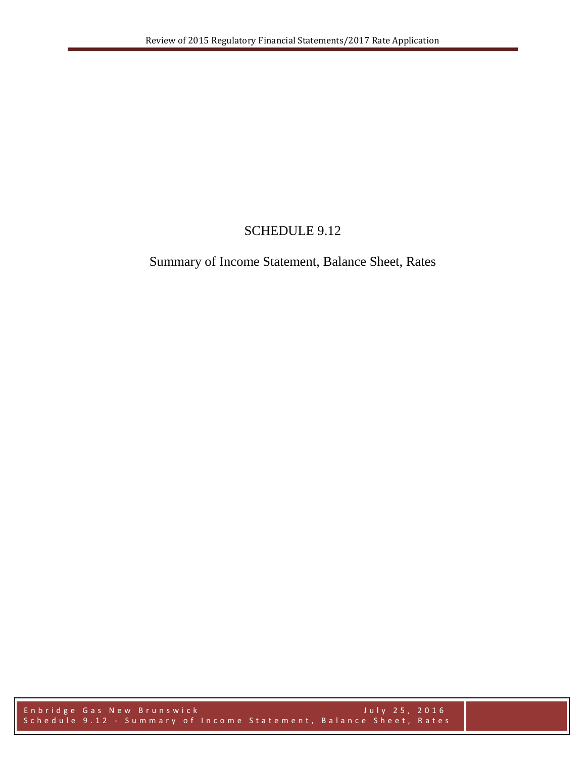# SCHEDULE 9.12

## Summary of Income Statement, Balance Sheet, Rates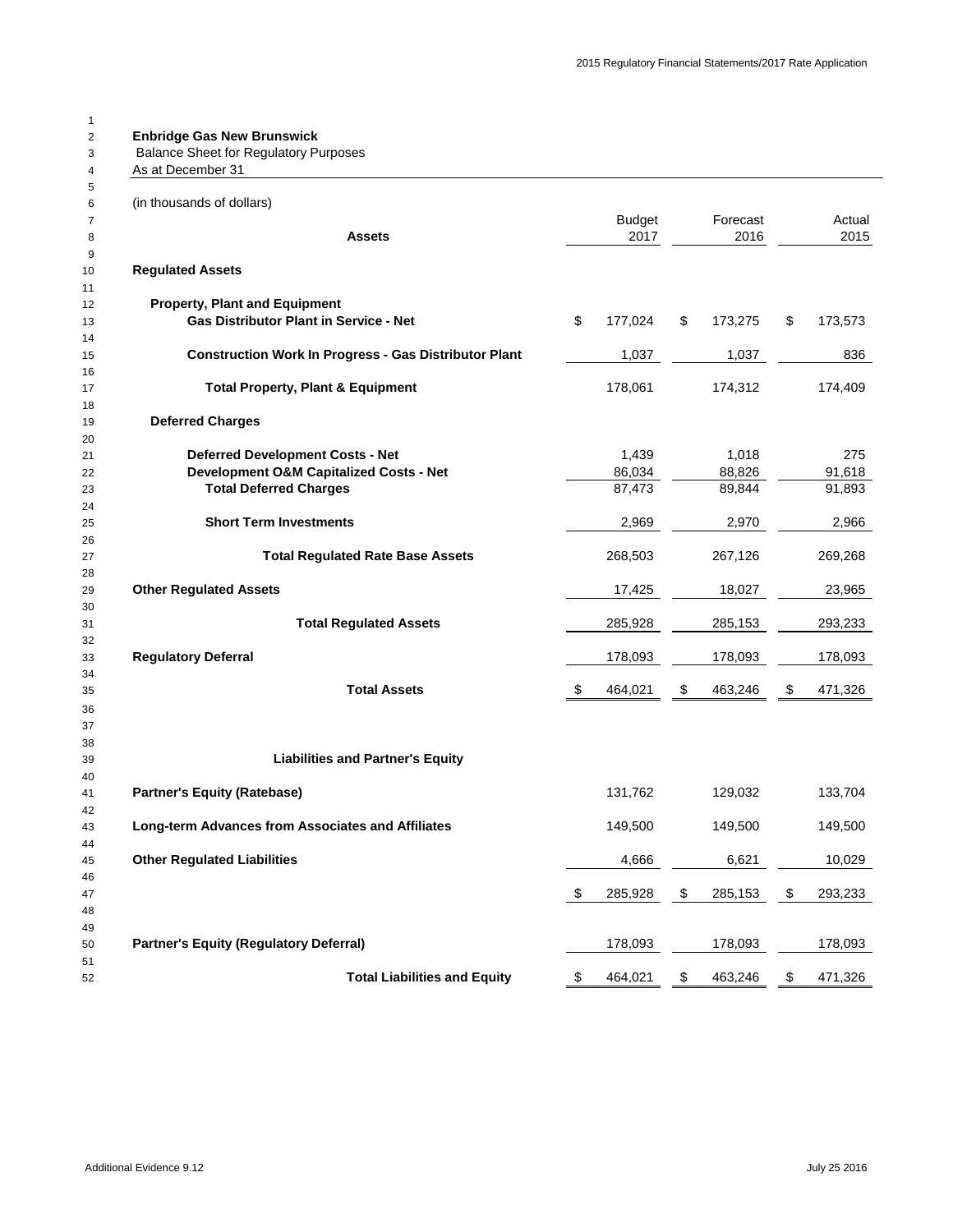**Enbridge Gas New Brunswick**
Balance Sheet for Regulatory Purposes
As at December 31

(in thousands of dollars)

| Assets | Budget 2017 | Forecast 2016 | Actual 2015 |
|---|---|---|---|
| **Regulated Assets** | | | |
| **Property, Plant and Equipment** | | | |
| **Gas Distributor Plant in Service - Net** | $ 177,024 | $ 173,275 | $ 173,573 |
| **Construction Work In Progress - Gas Distributor Plant** | 1,037 | 1,037 | 836 |
| **Total Property, Plant & Equipment** | 178,061 | 174,312 | 174,409 |
| **Deferred Charges** | | | |
| **Deferred Development Costs - Net** | 1,439 | 1,018 | 275 |
| **Development O&M Capitalized Costs - Net** | 86,034 | 88,826 | 91,618 |
| **Total Deferred Charges** | 87,473 | 89,844 | 91,893 |
| **Short Term Investments** | 2,969 | 2,970 | 2,966 |
| **Total Regulated Rate Base Assets** | 268,503 | 267,126 | 269,268 |
| **Other Regulated Assets** | 17,425 | 18,027 | 23,965 |
| **Total Regulated Assets** | 285,928 | 285,153 | 293,233 |
| **Regulatory Deferral** | 178,093 | 178,093 | 178,093 |
| **Total Assets** | $ 464,021 | $ 463,246 | $ 471,326 |
| **Liabilities and Partner's Equity** | | | |
| **Partner's Equity (Ratebase)** | 131,762 | 129,032 | 133,704 |
| **Long-term Advances from Associates and Affiliates** | 149,500 | 149,500 | 149,500 |
| **Other Regulated Liabilities** | 4,666 | 6,621 | 10,029 |
| | $ 285,928 | $ 285,153 | $ 293,233 |
| **Partner's Equity (Regulatory Deferral)** | 178,093 | 178,093 | 178,093 |
| **Total Liabilities and Equity** | $ 464,021 | $ 463,246 | $ 471,326 |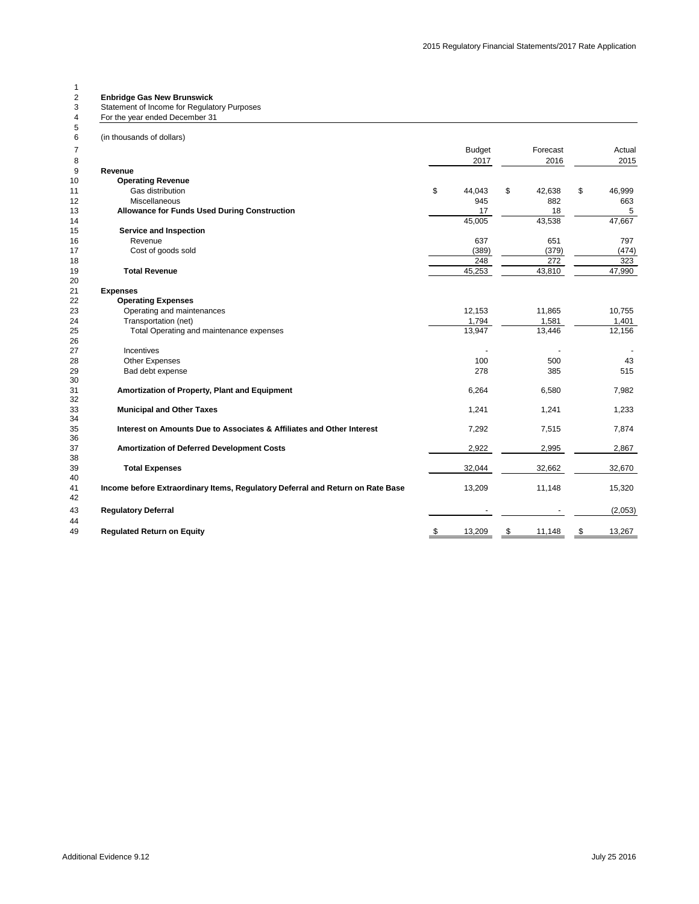**Enbridge Gas New Brunswick**
Statement of Income for Regulatory Purposes
For the year ended December 31

(in thousands of dollars)

| Line | | Budget 2017 | Forecast 2016 | Actual 2015 |
|---|---|---|---|---|
| 9 | **Revenue** | | | |
| 10 | **Operating Revenue** | | | |
| 11 | Gas distribution | $ 44,043 | $ 42,638 | $ 46,999 |
| 12 | Miscellaneous | 945 | 882 | 663 |
| 13 | **Allowance for Funds Used During Construction** | 17 | 18 | 5 |
| 14 | | 45,005 | 43,538 | 47,667 |
| 15 | **Service and Inspection** | | | |
| 16 | Revenue | 637 | 651 | 797 |
| 17 | Cost of goods sold | (389) | (379) | (474) |
| 18 | | 248 | 272 | 323 |
| 19 | **Total Revenue** | 45,253 | 43,810 | 47,990 |
| 20 | | | | |
| 21 | **Expenses** | | | |
| 22 | **Operating Expenses** | | | |
| 23 | Operating and maintenances | 12,153 | 11,865 | 10,755 |
| 24 | Transportation (net) | 1,794 | 1,581 | 1,401 |
| 25 | Total Operating and maintenance expenses | 13,947 | 13,446 | 12,156 |
| 26 | | | | |
| 27 | Incentives | - | - | - |
| 28 | Other Expenses | 100 | 500 | 43 |
| 29 | Bad debt expense | 278 | 385 | 515 |
| 30 | | | | |
| 31 | **Amortization of Property, Plant and Equipment** | 6,264 | 6,580 | 7,982 |
| 32 | | | | |
| 33 | **Municipal and Other Taxes** | 1,241 | 1,241 | 1,233 |
| 34 | | | | |
| 35 | **Interest on Amounts Due to Associates & Affiliates and Other Interest** | 7,292 | 7,515 | 7,874 |
| 36 | | | | |
| 37 | **Amortization of Deferred Development Costs** | 2,922 | 2,995 | 2,867 |
| 38 | | | | |
| 39 | **Total Expenses** | 32,044 | 32,662 | 32,670 |
| 40 | | | | |
| 41 | **Income before Extraordinary Items, Regulatory Deferral and Return on Rate Base** | 13,209 | 11,148 | 15,320 |
| 42 | | | | |
| 43 | **Regulatory Deferral** | - | - | (2,053) |
| 44 | | | | |
| 49 | **Regulated Return on Equity** | $ 13,209 | $ 11,148 | $ 13,267 |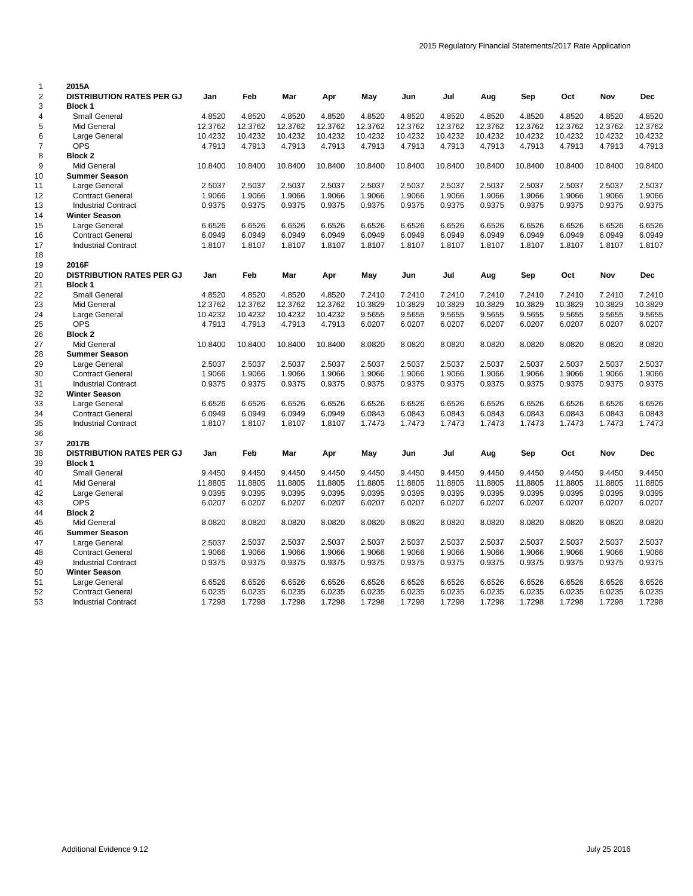| | | Jan | Feb | Mar | Apr | May | Jun | Jul | Aug | Sep | Oct | Nov | Dec |
|---|---|---|---|---|---|---|---|---|---|---|---|---|---|
| 1 | **2015A** | | | | | | | | | | | | |
| 2 | **DISTRIBUTION RATES PER GJ** | **Jan** | **Feb** | **Mar** | **Apr** | **May** | **Jun** | **Jul** | **Aug** | **Sep** | **Oct** | **Nov** | **Dec** |
| 3 | **Block 1** | | | | | | | | | | | | |
| 4 | Small General | 4.8520 | 4.8520 | 4.8520 | 4.8520 | 4.8520 | 4.8520 | 4.8520 | 4.8520 | 4.8520 | 4.8520 | 4.8520 | 4.8520 |
| 5 | Mid General | 12.3762 | 12.3762 | 12.3762 | 12.3762 | 12.3762 | 12.3762 | 12.3762 | 12.3762 | 12.3762 | 12.3762 | 12.3762 | 12.3762 |
| 6 | Large General | 10.4232 | 10.4232 | 10.4232 | 10.4232 | 10.4232 | 10.4232 | 10.4232 | 10.4232 | 10.4232 | 10.4232 | 10.4232 | 10.4232 |
| 7 | OPS | 4.7913 | 4.7913 | 4.7913 | 4.7913 | 4.7913 | 4.7913 | 4.7913 | 4.7913 | 4.7913 | 4.7913 | 4.7913 | 4.7913 |
| 8 | **Block 2** | | | | | | | | | | | | |
| 9 | Mid General | 10.8400 | 10.8400 | 10.8400 | 10.8400 | 10.8400 | 10.8400 | 10.8400 | 10.8400 | 10.8400 | 10.8400 | 10.8400 | 10.8400 |
| 10 | **Summer Season** | | | | | | | | | | | | |
| 11 | Large General | 2.5037 | 2.5037 | 2.5037 | 2.5037 | 2.5037 | 2.5037 | 2.5037 | 2.5037 | 2.5037 | 2.5037 | 2.5037 | 2.5037 |
| 12 | Contract General | 1.9066 | 1.9066 | 1.9066 | 1.9066 | 1.9066 | 1.9066 | 1.9066 | 1.9066 | 1.9066 | 1.9066 | 1.9066 | 1.9066 |
| 13 | Industrial Contract | 0.9375 | 0.9375 | 0.9375 | 0.9375 | 0.9375 | 0.9375 | 0.9375 | 0.9375 | 0.9375 | 0.9375 | 0.9375 | 0.9375 |
| 14 | **Winter Season** | | | | | | | | | | | | |
| 15 | Large General | 6.6526 | 6.6526 | 6.6526 | 6.6526 | 6.6526 | 6.6526 | 6.6526 | 6.6526 | 6.6526 | 6.6526 | 6.6526 | 6.6526 |
| 16 | Contract General | 6.0949 | 6.0949 | 6.0949 | 6.0949 | 6.0949 | 6.0949 | 6.0949 | 6.0949 | 6.0949 | 6.0949 | 6.0949 | 6.0949 |
| 17 | Industrial Contract | 1.8107 | 1.8107 | 1.8107 | 1.8107 | 1.8107 | 1.8107 | 1.8107 | 1.8107 | 1.8107 | 1.8107 | 1.8107 | 1.8107 |
| 18 | | | | | | | | | | | | | |
| 19 | **2016F** | | | | | | | | | | | | |
| 20 | **DISTRIBUTION RATES PER GJ** | **Jan** | **Feb** | **Mar** | **Apr** | **May** | **Jun** | **Jul** | **Aug** | **Sep** | **Oct** | **Nov** | **Dec** |
| 21 | **Block 1** | | | | | | | | | | | | |
| 22 | Small General | 4.8520 | 4.8520 | 4.8520 | 4.8520 | 7.2410 | 7.2410 | 7.2410 | 7.2410 | 7.2410 | 7.2410 | 7.2410 | 7.2410 |
| 23 | Mid General | 12.3762 | 12.3762 | 12.3762 | 12.3762 | 10.3829 | 10.3829 | 10.3829 | 10.3829 | 10.3829 | 10.3829 | 10.3829 | 10.3829 |
| 24 | Large General | 10.4232 | 10.4232 | 10.4232 | 10.4232 | 9.5655 | 9.5655 | 9.5655 | 9.5655 | 9.5655 | 9.5655 | 9.5655 | 9.5655 |
| 25 | OPS | 4.7913 | 4.7913 | 4.7913 | 4.7913 | 6.0207 | 6.0207 | 6.0207 | 6.0207 | 6.0207 | 6.0207 | 6.0207 | 6.0207 |
| 26 | **Block 2** | | | | | | | | | | | | |
| 27 | Mid General | 10.8400 | 10.8400 | 10.8400 | 10.8400 | 8.0820 | 8.0820 | 8.0820 | 8.0820 | 8.0820 | 8.0820 | 8.0820 | 8.0820 |
| 28 | **Summer Season** | | | | | | | | | | | | |
| 29 | Large General | 2.5037 | 2.5037 | 2.5037 | 2.5037 | 2.5037 | 2.5037 | 2.5037 | 2.5037 | 2.5037 | 2.5037 | 2.5037 | 2.5037 |
| 30 | Contract General | 1.9066 | 1.9066 | 1.9066 | 1.9066 | 1.9066 | 1.9066 | 1.9066 | 1.9066 | 1.9066 | 1.9066 | 1.9066 | 1.9066 |
| 31 | Industrial Contract | 0.9375 | 0.9375 | 0.9375 | 0.9375 | 0.9375 | 0.9375 | 0.9375 | 0.9375 | 0.9375 | 0.9375 | 0.9375 | 0.9375 |
| 32 | **Winter Season** | | | | | | | | | | | | |
| 33 | Large General | 6.6526 | 6.6526 | 6.6526 | 6.6526 | 6.6526 | 6.6526 | 6.6526 | 6.6526 | 6.6526 | 6.6526 | 6.6526 | 6.6526 |
| 34 | Contract General | 6.0949 | 6.0949 | 6.0949 | 6.0949 | 6.0843 | 6.0843 | 6.0843 | 6.0843 | 6.0843 | 6.0843 | 6.0843 | 6.0843 |
| 35 | Industrial Contract | 1.8107 | 1.8107 | 1.8107 | 1.8107 | 1.7473 | 1.7473 | 1.7473 | 1.7473 | 1.7473 | 1.7473 | 1.7473 | 1.7473 |
| 36 | | | | | | | | | | | | | |
| 37 | **2017B** | | | | | | | | | | | | |
| 38 | **DISTRIBUTION RATES PER GJ** | **Jan** | **Feb** | **Mar** | **Apr** | **May** | **Jun** | **Jul** | **Aug** | **Sep** | **Oct** | **Nov** | **Dec** |
| 39 | **Block 1** | | | | | | | | | | | | |
| 40 | Small General | 9.4450 | 9.4450 | 9.4450 | 9.4450 | 9.4450 | 9.4450 | 9.4450 | 9.4450 | 9.4450 | 9.4450 | 9.4450 | 9.4450 |
| 41 | Mid General | 11.8805 | 11.8805 | 11.8805 | 11.8805 | 11.8805 | 11.8805 | 11.8805 | 11.8805 | 11.8805 | 11.8805 | 11.8805 | 11.8805 |
| 42 | Large General | 9.0395 | 9.0395 | 9.0395 | 9.0395 | 9.0395 | 9.0395 | 9.0395 | 9.0395 | 9.0395 | 9.0395 | 9.0395 | 9.0395 |
| 43 | OPS | 6.0207 | 6.0207 | 6.0207 | 6.0207 | 6.0207 | 6.0207 | 6.0207 | 6.0207 | 6.0207 | 6.0207 | 6.0207 | 6.0207 |
| 44 | **Block 2** | | | | | | | | | | | | |
| 45 | Mid General | 8.0820 | 8.0820 | 8.0820 | 8.0820 | 8.0820 | 8.0820 | 8.0820 | 8.0820 | 8.0820 | 8.0820 | 8.0820 | 8.0820 |
| 46 | **Summer Season** | | | | | | | | | | | | |
| 47 | Large General | 2.5037 | 2.5037 | 2.5037 | 2.5037 | 2.5037 | 2.5037 | 2.5037 | 2.5037 | 2.5037 | 2.5037 | 2.5037 | 2.5037 |
| 48 | Contract General | 1.9066 | 1.9066 | 1.9066 | 1.9066 | 1.9066 | 1.9066 | 1.9066 | 1.9066 | 1.9066 | 1.9066 | 1.9066 | 1.9066 |
| 49 | Industrial Contract | 0.9375 | 0.9375 | 0.9375 | 0.9375 | 0.9375 | 0.9375 | 0.9375 | 0.9375 | 0.9375 | 0.9375 | 0.9375 | 0.9375 |
| 50 | **Winter Season** | | | | | | | | | | | | |
| 51 | Large General | 6.6526 | 6.6526 | 6.6526 | 6.6526 | 6.6526 | 6.6526 | 6.6526 | 6.6526 | 6.6526 | 6.6526 | 6.6526 | 6.6526 |
| 52 | Contract General | 6.0235 | 6.0235 | 6.0235 | 6.0235 | 6.0235 | 6.0235 | 6.0235 | 6.0235 | 6.0235 | 6.0235 | 6.0235 | 6.0235 |
| 53 | Industrial Contract | 1.7298 | 1.7298 | 1.7298 | 1.7298 | 1.7298 | 1.7298 | 1.7298 | 1.7298 | 1.7298 | 1.7298 | 1.7298 | 1.7298 |